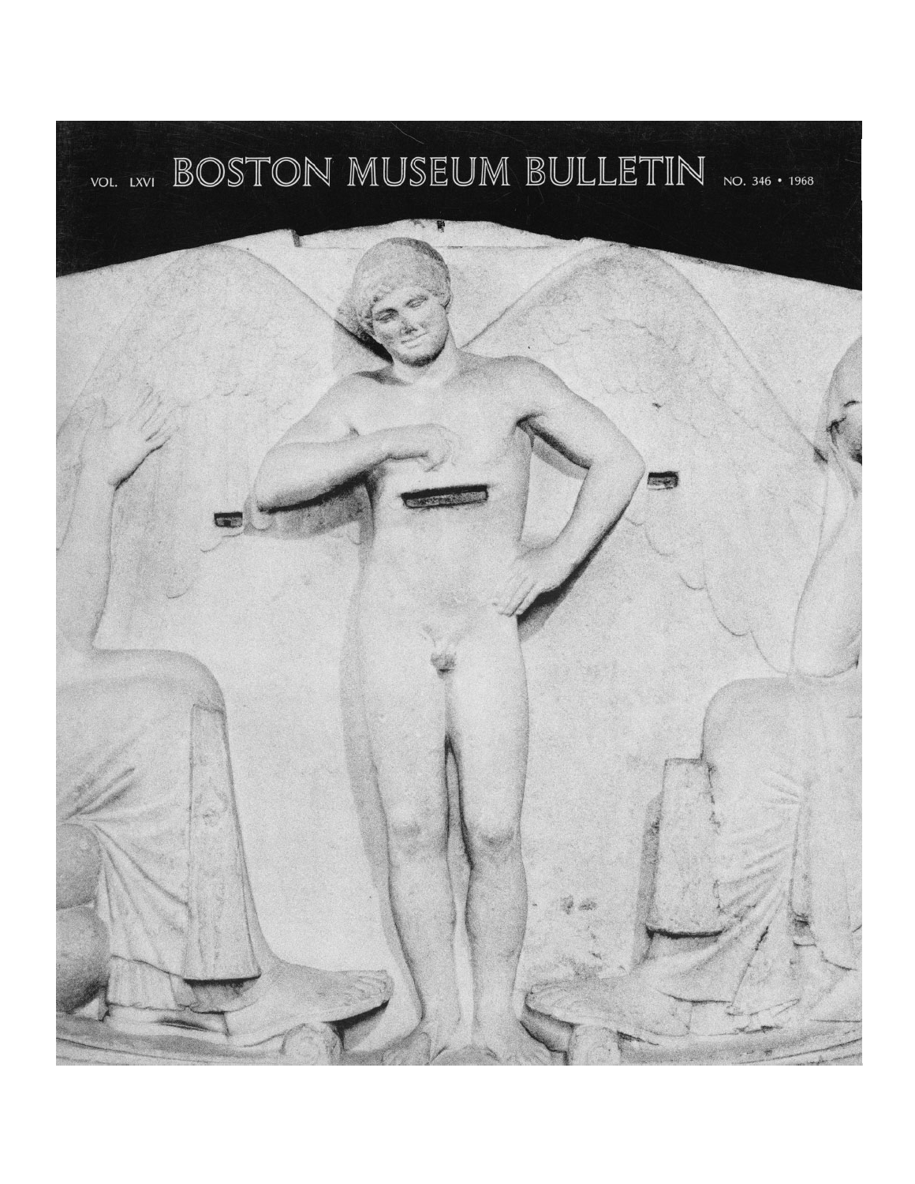VOL. LXVI **BOSTON MUSEUM BULLETIN** NO. 346 • 1968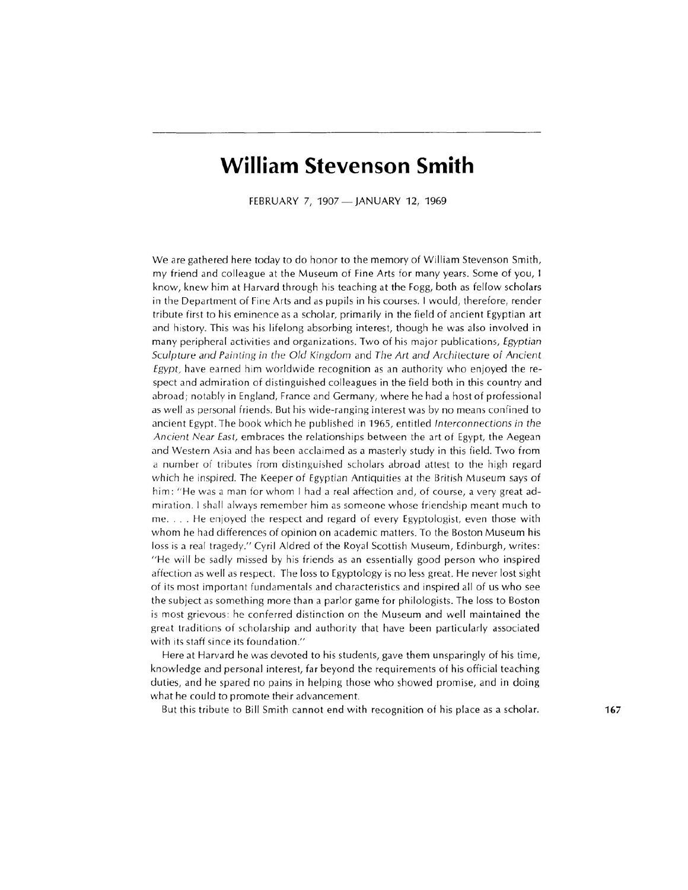# William Stevenson Smith

FEBRUARY 7, 1907 — JANUARY 12, 1969

We are gathered here today to do honor to the memory of William Stevenson Smith, my friend and colleague at the Museum of Fine Arts for many years. Some of you, I know, knew him at Harvard through his teaching at the Fogg, both as fellow scholars in the Department of Fine Arts and as pupils in his courses. I would, therefore, render tribute first to his eminence as a scholar, primarily in the field of ancient Egyptian art and history. This was his lifelong absorbing interest, though he was also involved in many peripheral activities and organizations. Two of his major publications, *Egyptian Sculpture and Painting in the Old Kingdom* and *The Art and Architecture of Ancient Egypt*, have earned him worldwide recognition as an authority who enjoyed the respect and admiration of distinguished colleagues in the field both in this country and abroad; notably in England, France and Germany, where he had a host of professional as well as personal friends. But his wide-ranging interest was by no means confined to ancient Egypt. The book which he published in 1965, entitled *Interconnections in the Ancient Near East*, embraces the relationships between the art of Egypt, the Aegean and Western Asia and has been acclaimed as a masterly study in this field. Two from a number of tributes from distinguished scholars abroad attest to the high regard which he inspired. The Keeper of Egyptian Antiquities at the British Museum says of him: "He was a man for whom I had a real affection and, of course, a very great admiration. I shall always remember him as someone whose friendship meant much to me. . . . He enjoyed the respect and regard of every Egyptologist, even those with whom he had differences of opinion on academic matters. To the Boston Museum his loss is a real tragedy." Cyril Aldred of the Royal Scottish Museum, Edinburgh, writes: "He will be sadly missed by his friends as an essentially good person who inspired affection as well as respect. The loss to Egyptology is no less great. He never lost sight of its most important fundamentals and characteristics and inspired all of us who see the subject as something more than a parlor game for philologists. The loss to Boston is most grievous: he conferred distinction on the Museum and well maintained the great traditions of scholarship and authority that have been particularly associated with its staff since its foundation."

Here at Harvard he was devoted to his students, gave them unsparingly of his time, knowledge and personal interest, far beyond the requirements of his official teaching duties, and he spared no pains in helping those who showed promise, and in doing what he could to promote their advancement.

But this tribute to Bill Smith cannot end with recognition of his place as a scholar.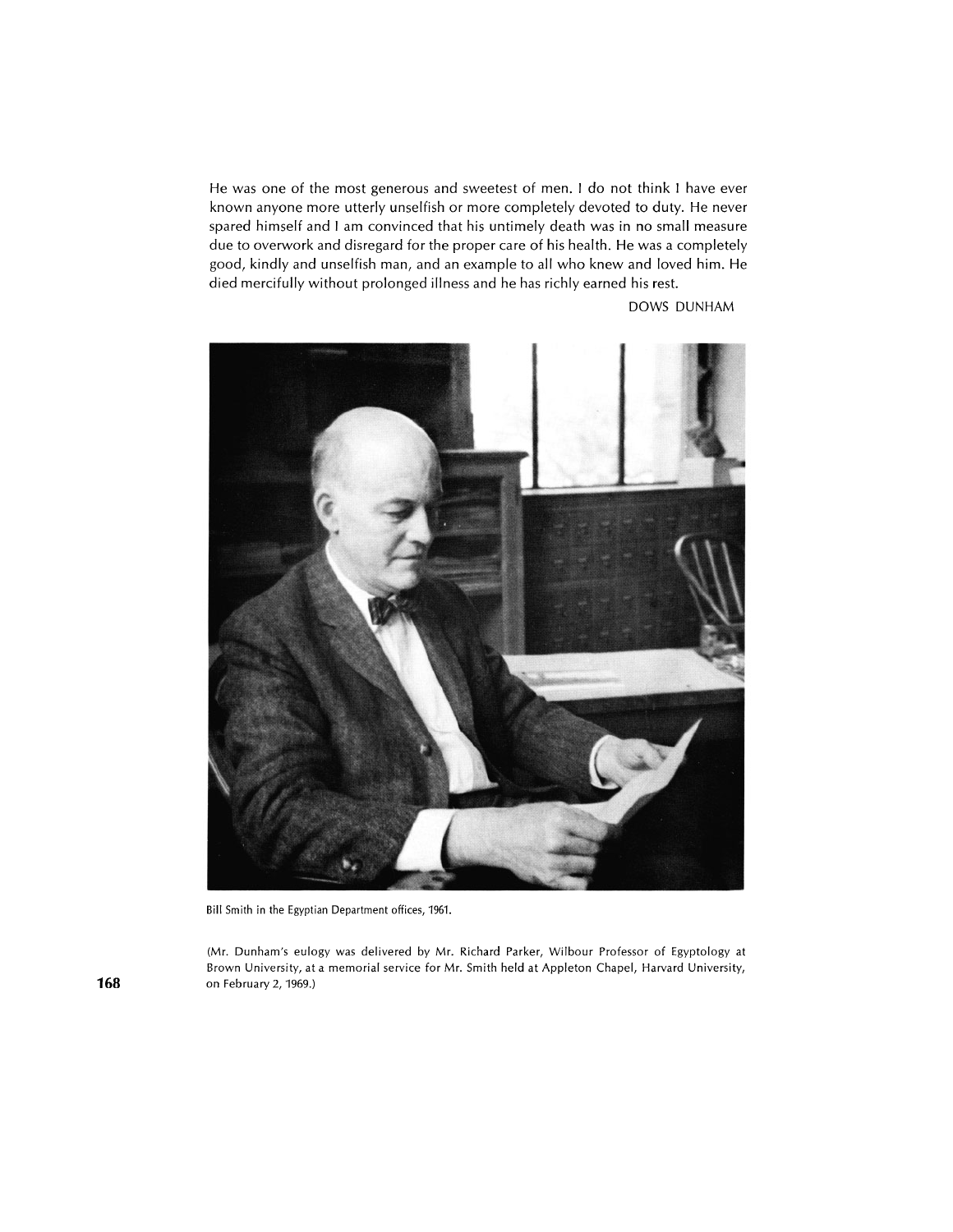He was one of the most generous and sweetest of men. I do not think I have ever known anyone more utterly unselfish or more completely devoted to duty. He never spared himself and I am convinced that his untimely death was in no small measure due to overwork and disregard for the proper care of his health. He was a completely good, kindly and unselfish man, and an example to all who knew and loved him. He died mercifully without prolonged illness and he has richly earned his rest.

DOWS DUNHAM

Bill Smith in the Egyptian Department offices, 1961.

(Mr. Dunham's eulogy was delivered by Mr. Richard Parker, Wilbour Professor of Egyptology at Brown University, at a memorial service for Mr. Smith held at Appleton Chapel, Harvard University, on February 2, 1969.)